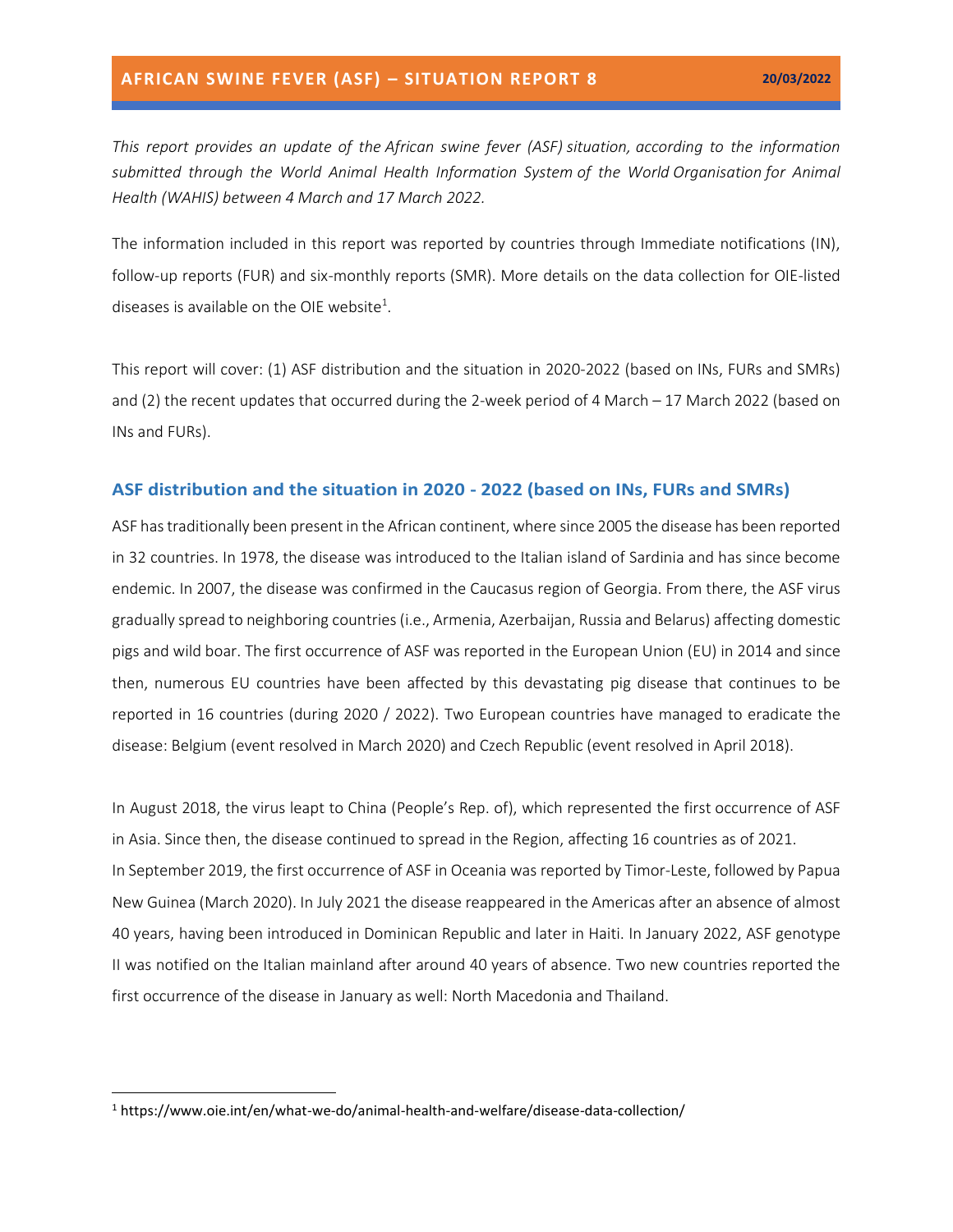# AFRICAN SWINE FEVER (ASF) – SITUATION REPORT 8

**20/03/2022**

*This report provides an update of the African swine fever (ASF) situation, according to the information submitted through the World Animal Health Information System of the World Organisation for Animal Health (WAHIS) between 4 March and 17 March 2022.*

The information included in this report was reported by countries through Immediate notifications (IN), follow-up reports (FUR) and six-monthly reports (SMR). More details on the data collection for OIE-listed diseases is available on the OIE website[1].

This report will cover: (1) ASF distribution and the situation in 2020-2022 (based on INs, FURs and SMRs) and (2) the recent updates that occurred during the 2-week period of 4 March – 17 March 2022 (based on INs and FURs).

## ASF distribution and the situation in 2020 - 2022 (based on INs, FURs and SMRs)

ASF has traditionally been present in the African continent, where since 2005 the disease has been reported in 32 countries. In 1978, the disease was introduced to the Italian island of Sardinia and has since become endemic. In 2007, the disease was confirmed in the Caucasus region of Georgia. From there, the ASF virus gradually spread to neighboring countries (i.e., Armenia, Azerbaijan, Russia and Belarus) affecting domestic pigs and wild boar. The first occurrence of ASF was reported in the European Union (EU) in 2014 and since then, numerous EU countries have been affected by this devastating pig disease that continues to be reported in 16 countries (during 2020 / 2022). Two European countries have managed to eradicate the disease: Belgium (event resolved in March 2020) and Czech Republic (event resolved in April 2018).

In August 2018, the virus leapt to China (People's Rep. of), which represented the first occurrence of ASF in Asia. Since then, the disease continued to spread in the Region, affecting 16 countries as of 2021.
In September 2019, the first occurrence of ASF in Oceania was reported by Timor-Leste, followed by Papua New Guinea (March 2020). In July 2021 the disease reappeared in the Americas after an absence of almost 40 years, having been introduced in Dominican Republic and later in Haiti. In January 2022, ASF genotype II was notified on the Italian mainland after around 40 years of absence. Two new countries reported the first occurrence of the disease in January as well: North Macedonia and Thailand.

---

[1] https://www.oie.int/en/what-we-do/animal-health-and-welfare/disease-data-collection/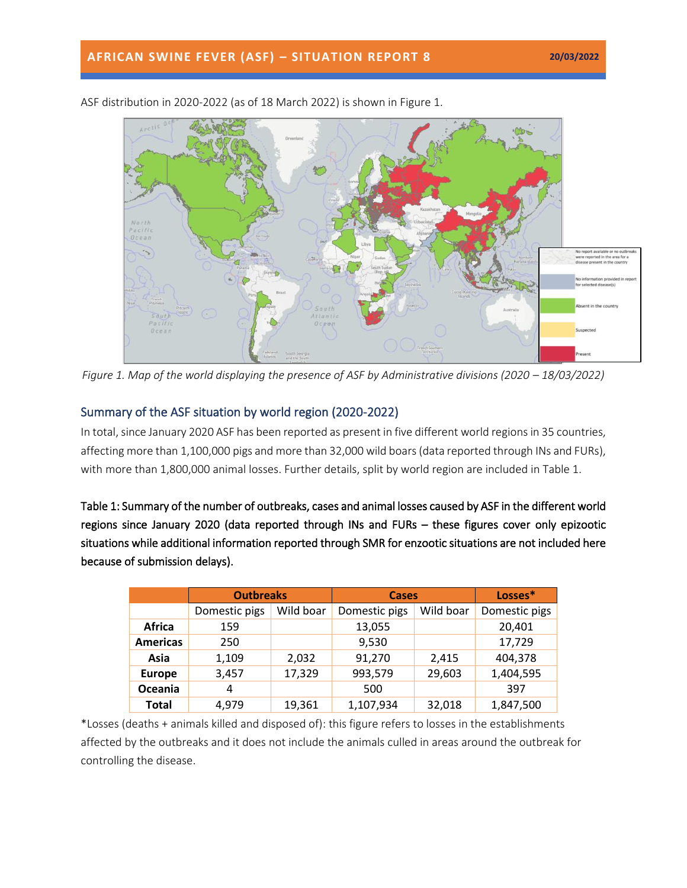ASF distribution in 2020-2022 (as of 18 March 2022) is shown in Figure 1.

*Figure 1. Map of the world displaying the presence of ASF by Administrative divisions (2020 – 18/03/2022)*

## Summary of the ASF situation by world region (2020-2022)

In total, since January 2020 ASF has been reported as present in five different world regions in 35 countries, affecting more than 1,100,000 pigs and more than 32,000 wild boars (data reported through INs and FURs), with more than 1,800,000 animal losses. Further details, split by world region are included in Table 1.

**Table 1: Summary of the number of outbreaks, cases and animal losses caused by ASF in the different world regions since January 2020 (data reported through INs and FURs – these figures cover only epizootic situations while additional information reported through SMR for enzootic situations are not included here because of submission delays).**

| | Outbreaks | | Cases | | Losses* |
|---|---|---|---|---|---|
| | Domestic pigs | Wild boar | Domestic pigs | Wild boar | Domestic pigs |
| **Africa** | 159 | | 13,055 | | 20,401 |
| **Americas** | 250 | | 9,530 | | 17,729 |
| **Asia** | 1,109 | 2,032 | 91,270 | 2,415 | 404,378 |
| **Europe** | 3,457 | 17,329 | 993,579 | 29,603 | 1,404,595 |
| **Oceania** | 4 | | 500 | | 397 |
| **Total** | 4,979 | 19,361 | 1,107,934 | 32,018 | 1,847,500 |

*Losses (deaths + animals killed and disposed of): this figure refers to losses in the establishments affected by the outbreaks and it does not include the animals culled in areas around the outbreak for controlling the disease.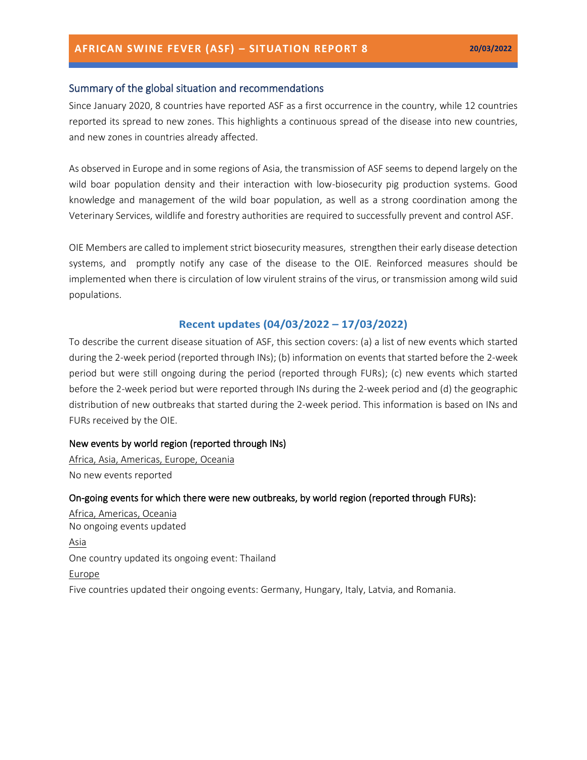# AFRICAN SWINE FEVER (ASF) – SITUATION REPORT 8

20/03/2022

## Summary of the global situation and recommendations

Since January 2020, 8 countries have reported ASF as a first occurrence in the country, while 12 countries reported its spread to new zones. This highlights a continuous spread of the disease into new countries, and new zones in countries already affected.

As observed in Europe and in some regions of Asia, the transmission of ASF seems to depend largely on the wild boar population density and their interaction with low-biosecurity pig production systems. Good knowledge and management of the wild boar population, as well as a strong coordination among the Veterinary Services, wildlife and forestry authorities are required to successfully prevent and control ASF.

OIE Members are called to implement strict biosecurity measures, strengthen their early disease detection systems, and promptly notify any case of the disease to the OIE. Reinforced measures should be implemented when there is circulation of low virulent strains of the virus, or transmission among wild suid populations.

## Recent updates (04/03/2022 – 17/03/2022)

To describe the current disease situation of ASF, this section covers: (a) a list of new events which started during the 2-week period (reported through INs); (b) information on events that started before the 2-week period but were still ongoing during the period (reported through FURs); (c) new events which started before the 2-week period but were reported through INs during the 2-week period and (d) the geographic distribution of new outbreaks that started during the 2-week period. This information is based on INs and FURs received by the OIE.

### New events by world region (reported through INs)

Africa, Asia, Americas, Europe, Oceania

No new events reported

### On-going events for which there were new outbreaks, by world region (reported through FURs):

Africa, Americas, Oceania

No ongoing events updated

Asia

One country updated its ongoing event: Thailand

Europe

Five countries updated their ongoing events: Germany, Hungary, Italy, Latvia, and Romania.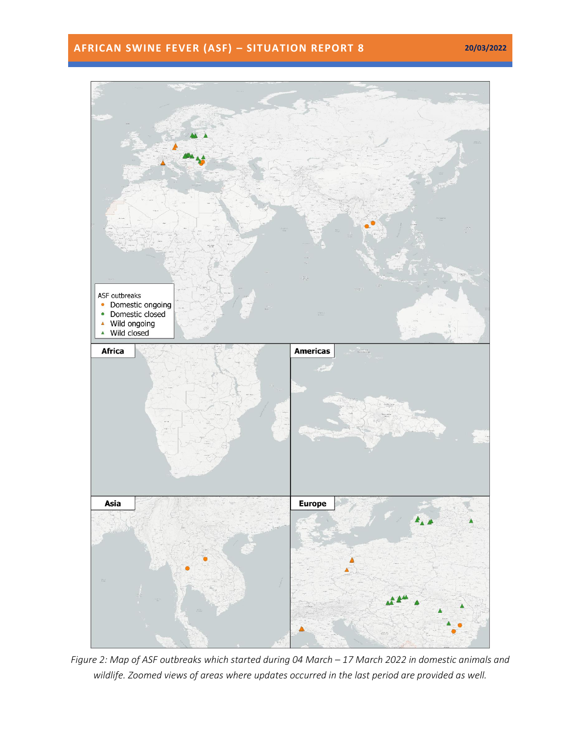*Figure 2: Map of ASF outbreaks which started during 04 March – 17 March 2022 in domestic animals and wildlife. Zoomed views of areas where updates occurred in the last period are provided as well.*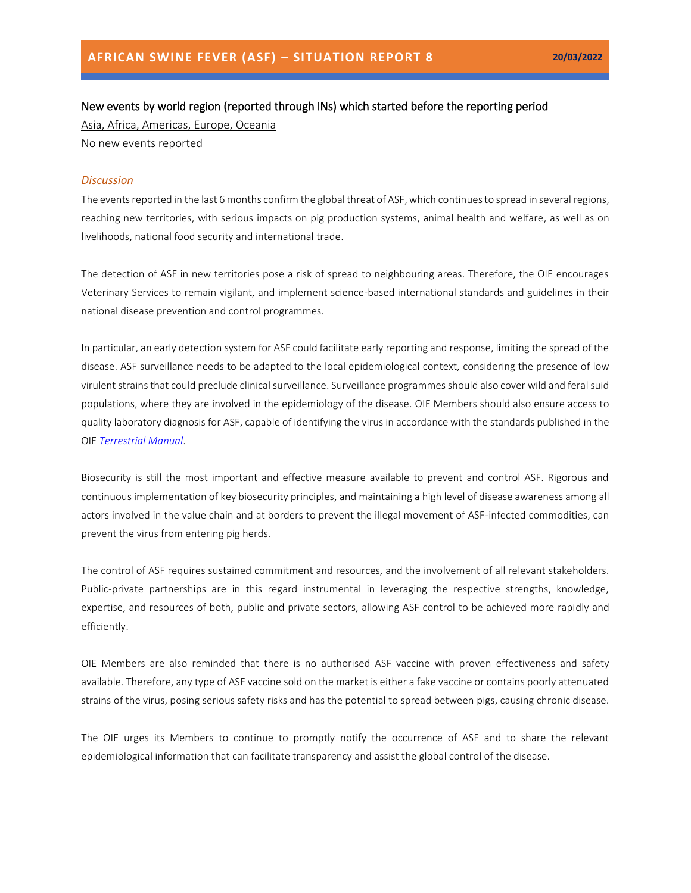## New events by world region (reported through INs) which started before the reporting period

Asia, Africa, Americas, Europe, Oceania

No new events reported

### *Discussion*

The events reported in the last 6 months confirm the global threat of ASF, which continues to spread in several regions, reaching new territories, with serious impacts on pig production systems, animal health and welfare, as well as on livelihoods, national food security and international trade.

The detection of ASF in new territories pose a risk of spread to neighbouring areas. Therefore, the OIE encourages Veterinary Services to remain vigilant, and implement science-based international standards and guidelines in their national disease prevention and control programmes.

In particular, an early detection system for ASF could facilitate early reporting and response, limiting the spread of the disease. ASF surveillance needs to be adapted to the local epidemiological context, considering the presence of low virulent strains that could preclude clinical surveillance. Surveillance programmes should also cover wild and feral suid populations, where they are involved in the epidemiology of the disease. OIE Members should also ensure access to quality laboratory diagnosis for ASF, capable of identifying the virus in accordance with the standards published in the OIE *Terrestrial Manual*.

Biosecurity is still the most important and effective measure available to prevent and control ASF. Rigorous and continuous implementation of key biosecurity principles, and maintaining a high level of disease awareness among all actors involved in the value chain and at borders to prevent the illegal movement of ASF-infected commodities, can prevent the virus from entering pig herds.

The control of ASF requires sustained commitment and resources, and the involvement of all relevant stakeholders. Public-private partnerships are in this regard instrumental in leveraging the respective strengths, knowledge, expertise, and resources of both, public and private sectors, allowing ASF control to be achieved more rapidly and efficiently.

OIE Members are also reminded that there is no authorised ASF vaccine with proven effectiveness and safety available. Therefore, any type of ASF vaccine sold on the market is either a fake vaccine or contains poorly attenuated strains of the virus, posing serious safety risks and has the potential to spread between pigs, causing chronic disease.

The OIE urges its Members to continue to promptly notify the occurrence of ASF and to share the relevant epidemiological information that can facilitate transparency and assist the global control of the disease.